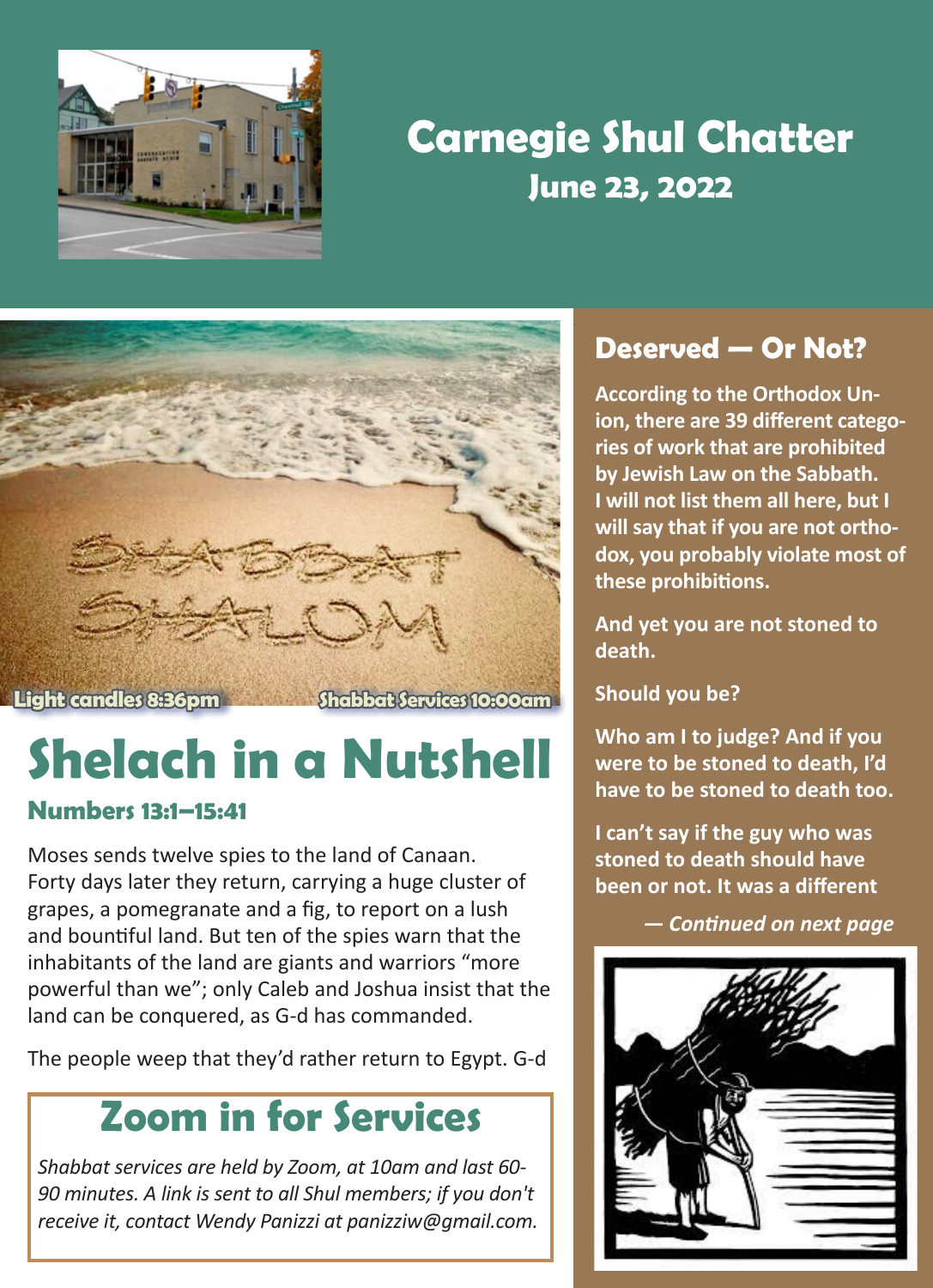# Carnegie Shul Chatter

## June 23, 2022

Light candles 8:36pm

Shabbat Services 10:00am

# Shelach in a Nutshell

### Numbers 13:1–15:41

Moses sends twelve spies to the land of Canaan. Forty days later they return, carrying a huge cluster of grapes, a pomegranate and a fig, to report on a lush and bountiful land. But ten of the spies warn that the inhabitants of the land are giants and warriors "more powerful than we"; only Caleb and Joshua insist that the land can be conquered, as G-d has commanded.

The people weep that they'd rather return to Egypt. G-d

## Zoom in for Services

*Shabbat services are held by Zoom, at 10am and last 60-90 minutes. A link is sent to all Shul members; if you don't receive it, contact Wendy Panizzi at panizziw@gmail.com.*

## Deserved — Or Not?

**According to the Orthodox Union, there are 39 different categories of work that are prohibited by Jewish Law on the Sabbath. I will not list them all here, but I will say that if you are not orthodox, you probably violate most of these prohibitions.**

**And yet you are not stoned to death.**

**Should you be?**

**Who am I to judge? And if you were to be stoned to death, I'd have to be stoned to death too.**

**I can't say if the guy who was stoned to death should have been or not. It was a different**

***— Continued on next page***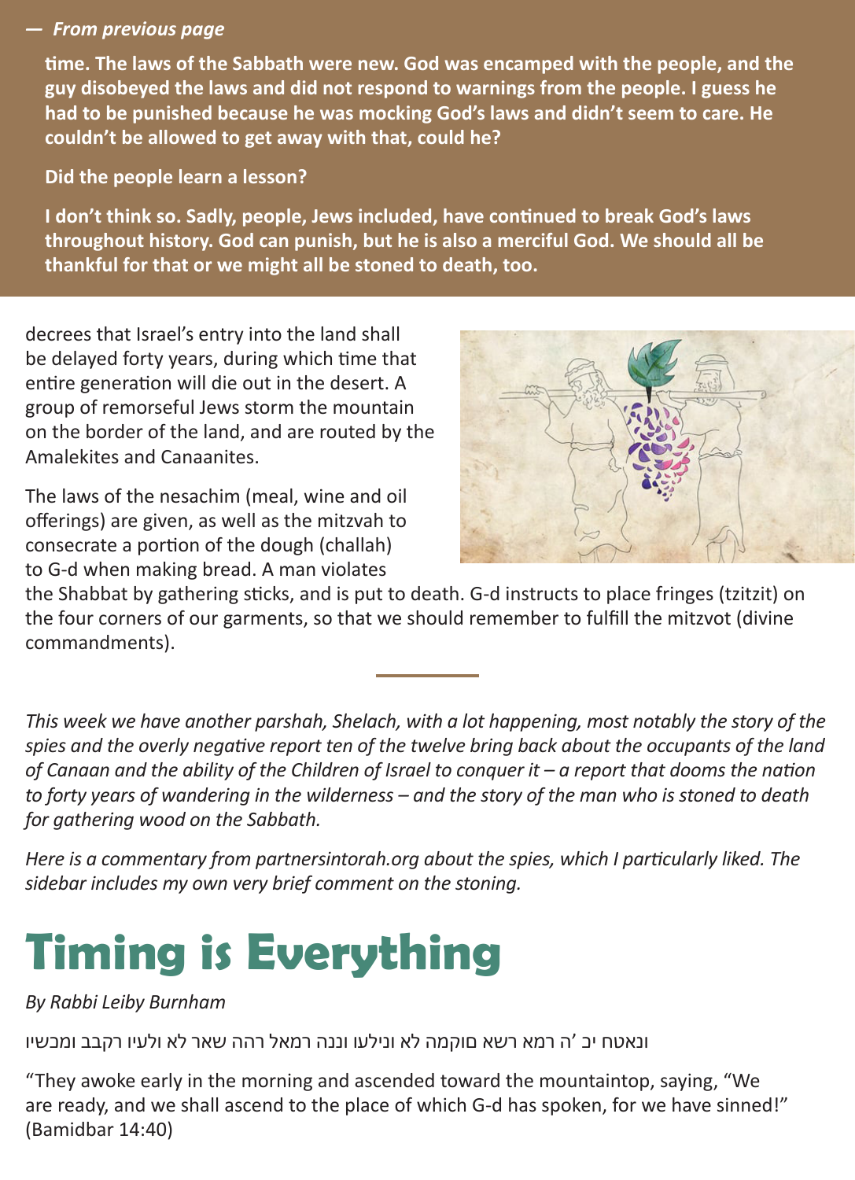*— From previous page*

**time. The laws of the Sabbath were new. God was encamped with the people, and the guy disobeyed the laws and did not respond to warnings from the people. I guess he had to be punished because he was mocking God's laws and didn't seem to care. He couldn't be allowed to get away with that, could he?**

**Did the people learn a lesson?**

**I don't think so. Sadly, people, Jews included, have continued to break God's laws throughout history. God can punish, but he is also a merciful God. We should all be thankful for that or we might all be stoned to death, too.**

decrees that Israel's entry into the land shall be delayed forty years, during which time that entire generation will die out in the desert. A group of remorseful Jews storm the mountain on the border of the land, and are routed by the Amalekites and Canaanites.

The laws of the nesachim (meal, wine and oil offerings) are given, as well as the mitzvah to consecrate a portion of the dough (challah) to G-d when making bread. A man violates the Shabbat by gathering sticks, and is put to death. G-d instructs to place fringes (tzitzit) on the four corners of our garments, so that we should remember to fulfill the mitzvot (divine commandments).

---

*This week we have another parshah, Shelach, with a lot happening, most notably the story of the spies and the overly negative report ten of the twelve bring back about the occupants of the land of Canaan and the ability of the Children of Israel to conquer it – a report that dooms the nation to forty years of wandering in the wilderness – and the story of the man who is stoned to death for gathering wood on the Sabbath.*

*Here is a commentary from partnersintorah.org about the spies, which I particularly liked. The sidebar includes my own very brief comment on the stoning.*

# Timing is Everything

*By Rabbi Leiby Burnham*

ונאטח יכ 'ה רמא רשא םוקמה לא ונילעו וננה רמאל רהה שאר לא ולעיו רקבב ומכשיו

"They awoke early in the morning and ascended toward the mountaintop, saying, "We are ready, and we shall ascend to the place of which G-d has spoken, for we have sinned!" (Bamidbar 14:40)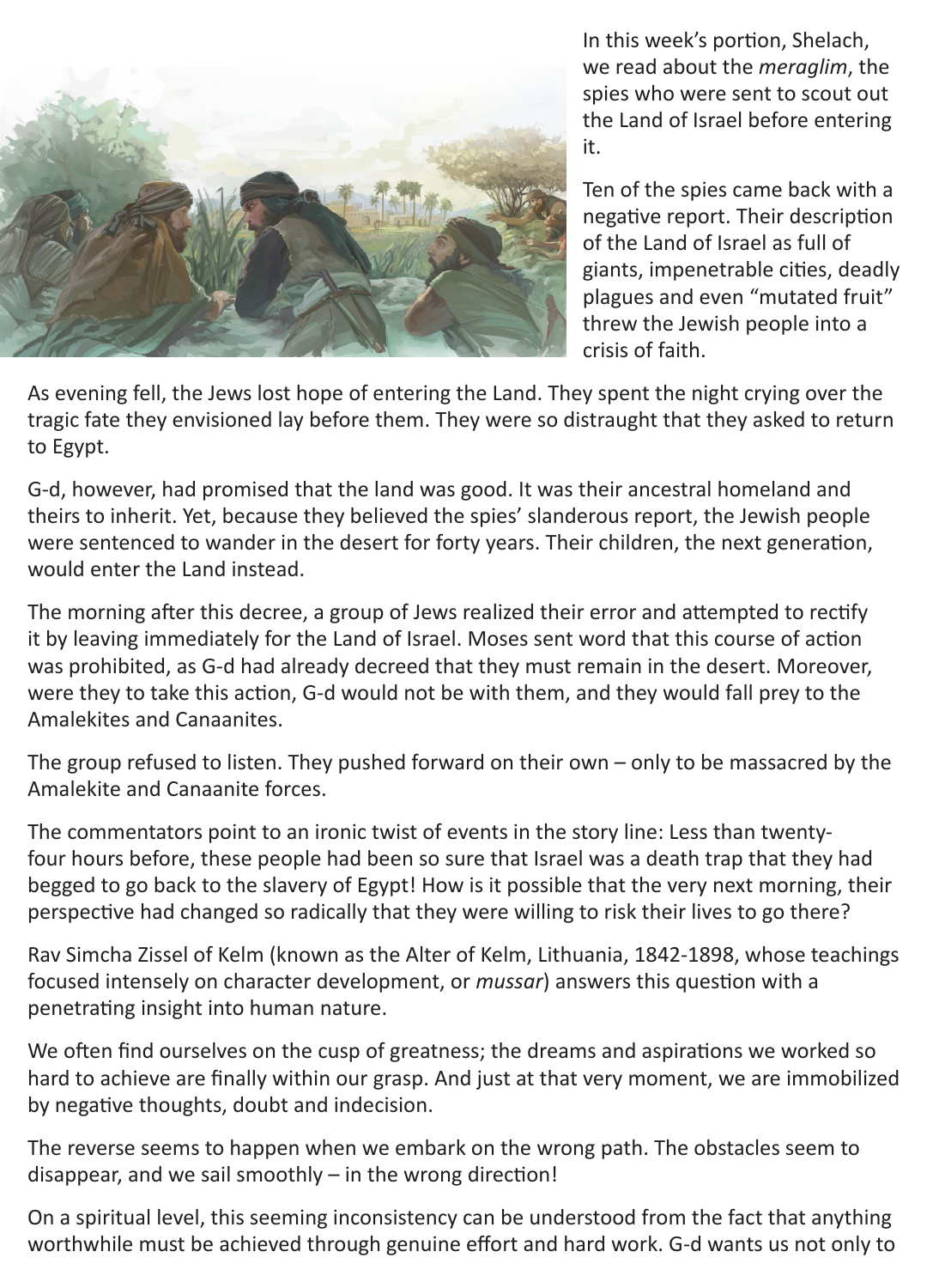In this week's portion, Shelach, we read about the *meraglim*, the spies who were sent to scout out the Land of Israel before entering it.

Ten of the spies came back with a negative report. Their description of the Land of Israel as full of giants, impenetrable cities, deadly plagues and even "mutated fruit" threw the Jewish people into a crisis of faith.

As evening fell, the Jews lost hope of entering the Land. They spent the night crying over the tragic fate they envisioned lay before them. They were so distraught that they asked to return to Egypt.

G-d, however, had promised that the land was good. It was their ancestral homeland and theirs to inherit. Yet, because they believed the spies' slanderous report, the Jewish people were sentenced to wander in the desert for forty years. Their children, the next generation, would enter the Land instead.

The morning after this decree, a group of Jews realized their error and attempted to rectify it by leaving immediately for the Land of Israel. Moses sent word that this course of action was prohibited, as G-d had already decreed that they must remain in the desert. Moreover, were they to take this action, G-d would not be with them, and they would fall prey to the Amalekites and Canaanites.

The group refused to listen. They pushed forward on their own – only to be massacred by the Amalekite and Canaanite forces.

The commentators point to an ironic twist of events in the story line: Less than twenty-four hours before, these people had been so sure that Israel was a death trap that they had begged to go back to the slavery of Egypt! How is it possible that the very next morning, their perspective had changed so radically that they were willing to risk their lives to go there?

Rav Simcha Zissel of Kelm (known as the Alter of Kelm, Lithuania, 1842-1898, whose teachings focused intensely on character development, or *mussar*) answers this question with a penetrating insight into human nature.

We often find ourselves on the cusp of greatness; the dreams and aspirations we worked so hard to achieve are finally within our grasp. And just at that very moment, we are immobilized by negative thoughts, doubt and indecision.

The reverse seems to happen when we embark on the wrong path. The obstacles seem to disappear, and we sail smoothly – in the wrong direction!

On a spiritual level, this seeming inconsistency can be understood from the fact that anything worthwhile must be achieved through genuine effort and hard work. G-d wants us not only to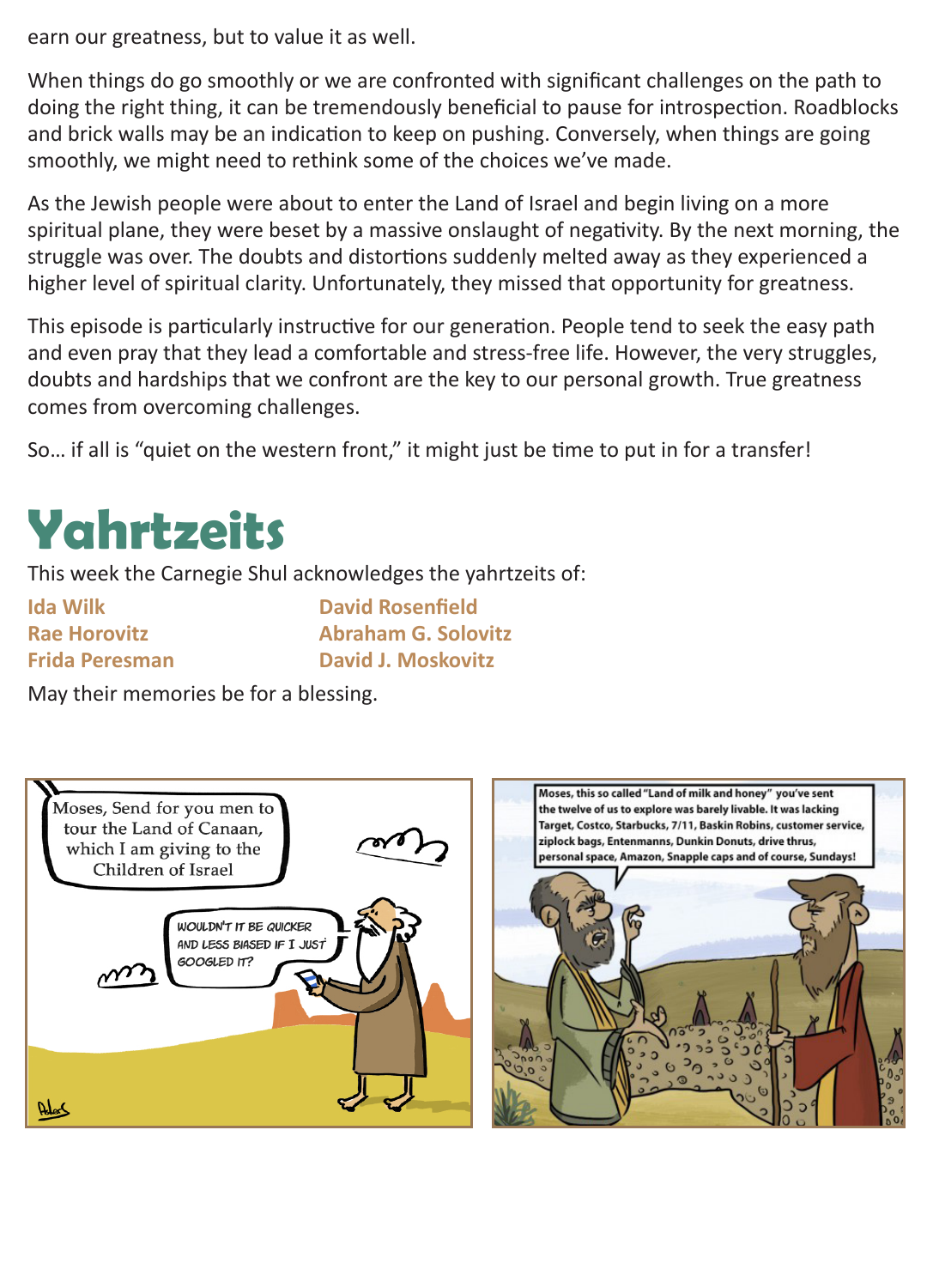earn our greatness, but to value it as well.

When things do go smoothly or we are confronted with significant challenges on the path to doing the right thing, it can be tremendously beneficial to pause for introspection. Roadblocks and brick walls may be an indication to keep on pushing. Conversely, when things are going smoothly, we might need to rethink some of the choices we've made.

As the Jewish people were about to enter the Land of Israel and begin living on a more spiritual plane, they were beset by a massive onslaught of negativity. By the next morning, the struggle was over. The doubts and distortions suddenly melted away as they experienced a higher level of spiritual clarity. Unfortunately, they missed that opportunity for greatness.

This episode is particularly instructive for our generation. People tend to seek the easy path and even pray that they lead a comfortable and stress-free life. However, the very struggles, doubts and hardships that we confront are the key to our personal growth. True greatness comes from overcoming challenges.

So… if all is "quiet on the western front," it might just be time to put in for a transfer!

# Yahrtzeits

This week the Carnegie Shul acknowledges the yahrtzeits of:

**Ida Wilk**
**Rae Horovitz**
**Frida Peresman**
**David Rosenfield**
**Abraham G. Solovitz**
**David J. Moskovitz**

May their memories be for a blessing.

Moses, Send for you men to tour the Land of Canaan, which I am giving to the Children of Israel

WOULDN'T IT BE QUICKER AND LESS BIASED IF I JUST GOOGLED IT?

Moses, this so called "Land of milk and honey" you've sent the twelve of us to explore was barely livable. It was lacking Target, Costco, Starbucks, 7/11, Baskin Robins, customer service, ziplock bags, Entenmanns, Dunkin Donuts, drive thrus, personal space, Amazon, Snapple caps and of course, Sundays!